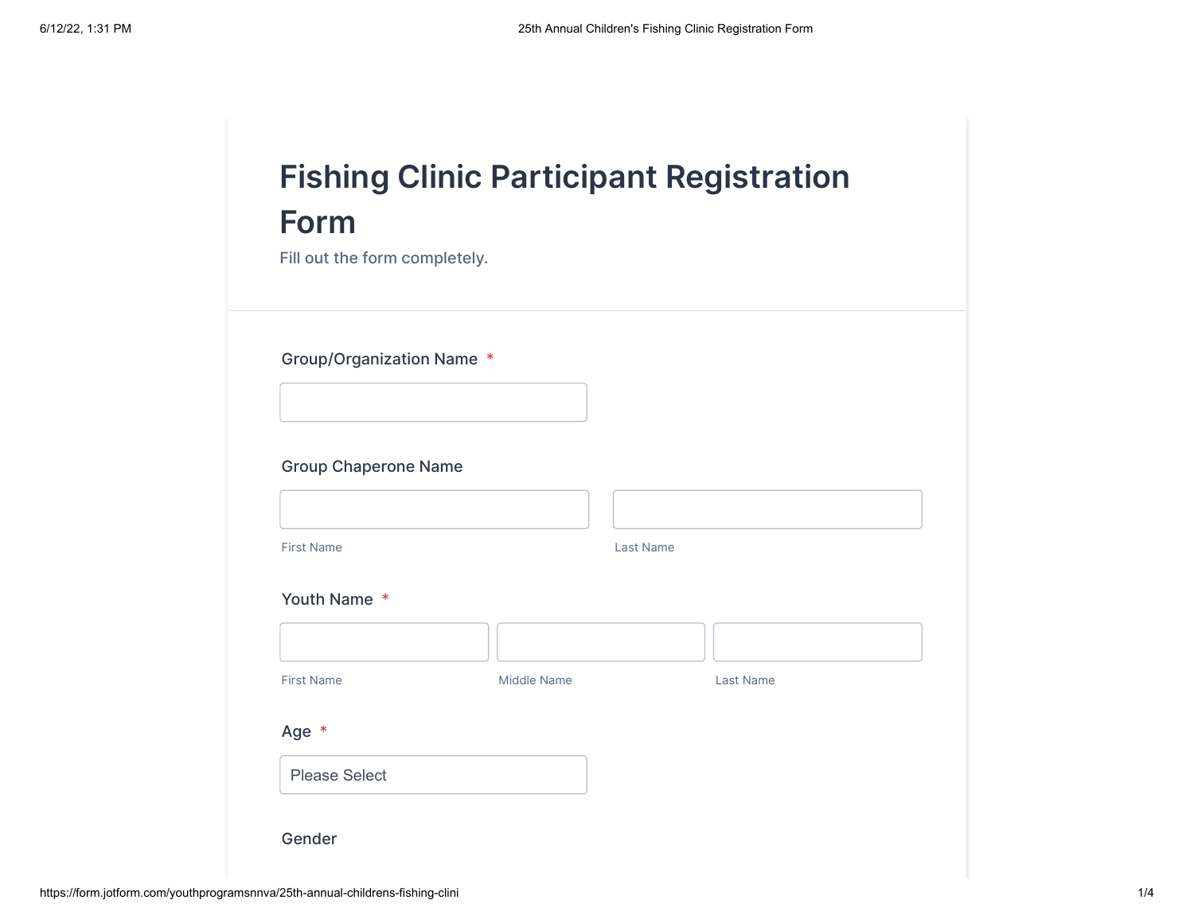# Fishing Clinic Participant Registration Form

Fill out the form completely.

Group/Organization Name *

Group Chaperone Name

First Name

Last Name

Youth Name *

First Name

Middle Name

Last Name

Age *

Please Select

Gender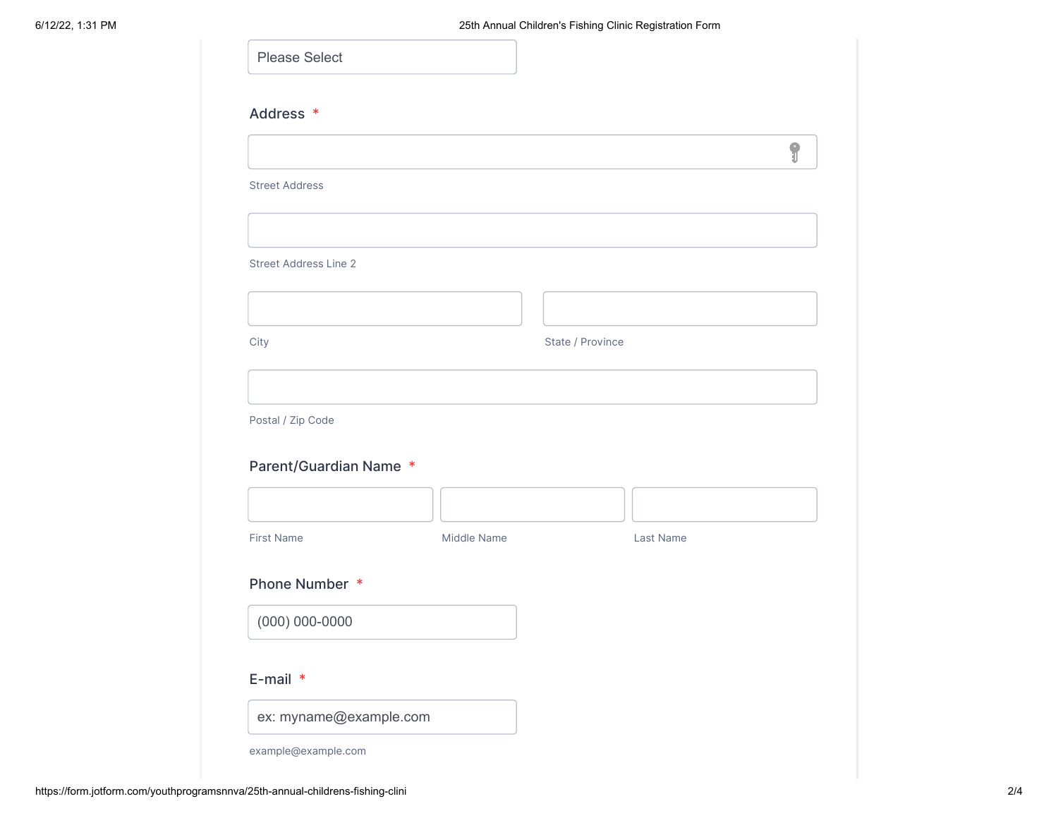Please Select

Address *

Street Address

Street Address Line 2

City

State / Province

Postal / Zip Code

Parent/Guardian Name *

First Name

Middle Name

Last Name

Phone Number *

(000) 000-0000

E-mail *

ex: myname@example.com

example@example.com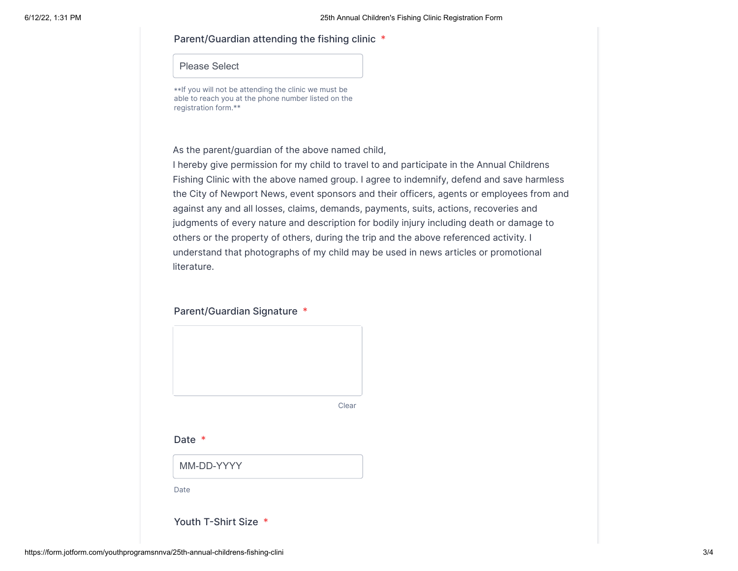Parent/Guardian attending the fishing clinic *

Please Select

**If you will not be attending the clinic we must be able to reach you at the phone number listed on the registration form.**

As the parent/guardian of the above named child,
I hereby give permission for my child to travel to and participate in the Annual Childrens Fishing Clinic with the above named group. I agree to indemnify, defend and save harmless the City of Newport News, event sponsors and their officers, agents or employees from and against any and all losses, claims, demands, payments, suits, actions, recoveries and judgments of every nature and description for bodily injury including death or damage to others or the property of others, during the trip and the above referenced activity. I understand that photographs of my child may be used in news articles or promotional literature.

Parent/Guardian Signature *

Clear

Date *

MM-DD-YYYY

Date

Youth T-Shirt Size *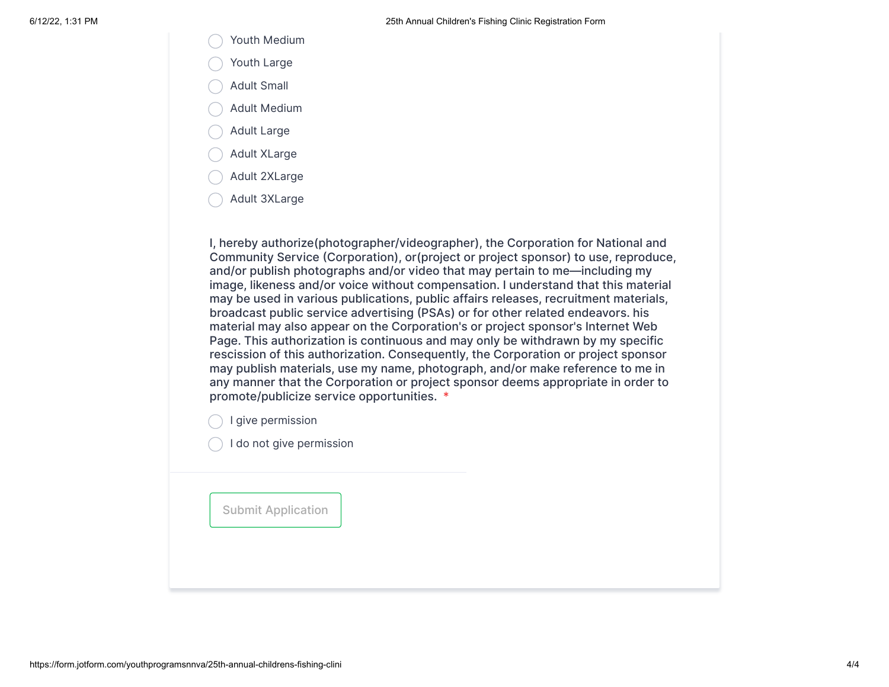- Youth Medium
- Youth Large
- Adult Small
- Adult Medium
- Adult Large
- Adult XLarge
- Adult 2XLarge
- Adult 3XLarge

I, hereby authorize(photographer/videographer), the Corporation for National and Community Service (Corporation), or(project or project sponsor) to use, reproduce, and/or publish photographs and/or video that may pertain to me—including my image, likeness and/or voice without compensation. I understand that this material may be used in various publications, public affairs releases, recruitment materials, broadcast public service advertising (PSAs) or for other related endeavors. his material may also appear on the Corporation's or project sponsor's Internet Web Page. This authorization is continuous and may only be withdrawn by my specific rescission of this authorization. Consequently, the Corporation or project sponsor may publish materials, use my name, photograph, and/or make reference to me in any manner that the Corporation or project sponsor deems appropriate in order to promote/publicize service opportunities. *

- I give permission
- I do not give permission

Submit Application